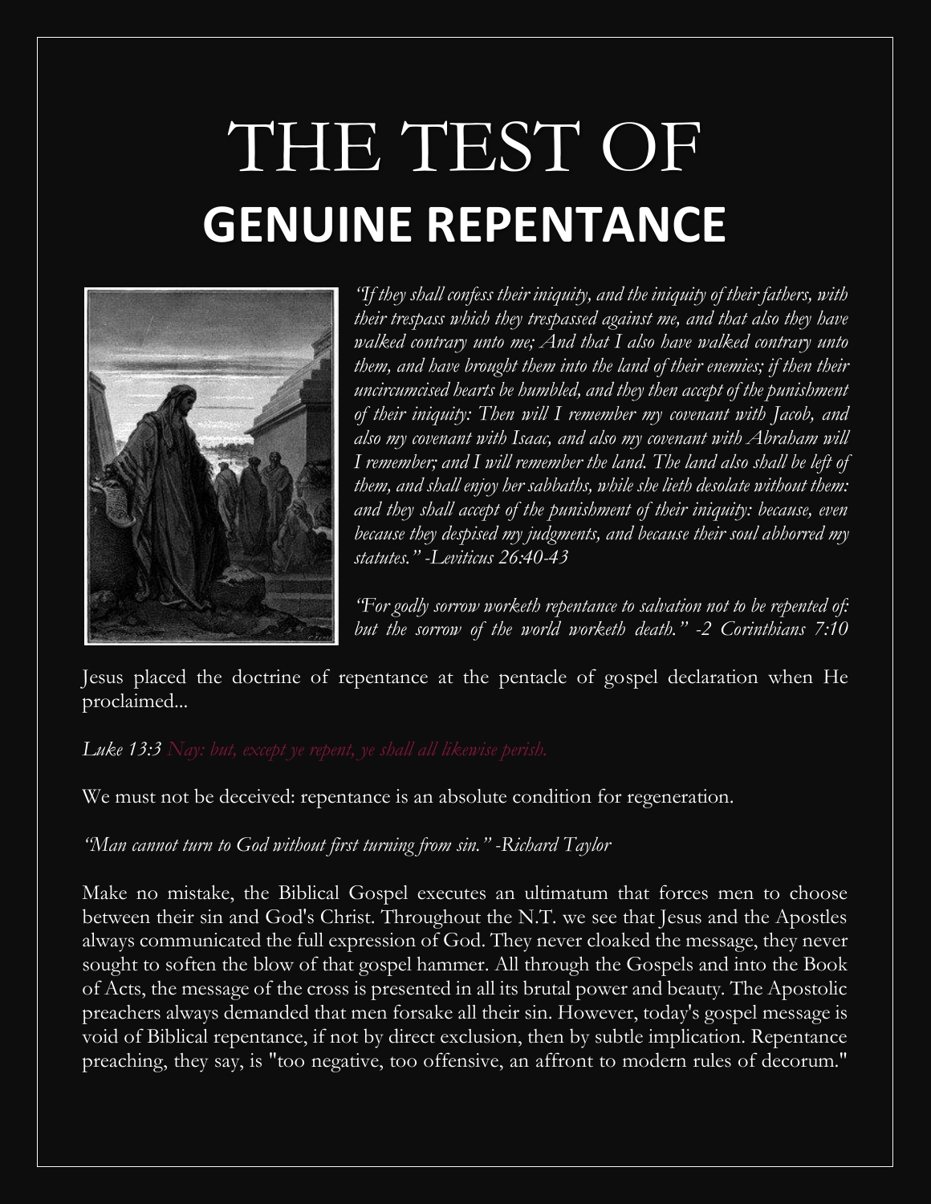# THE TEST OF
# GENUINE REPENTANCE

*"If they shall confess their iniquity, and the iniquity of their fathers, with their trespass which they trespassed against me, and that also they have walked contrary unto me; And that I also have walked contrary unto them, and have brought them into the land of their enemies; if then their uncircumcised hearts be humbled, and they then accept of the punishment of their iniquity: Then will I remember my covenant with Jacob, and also my covenant with Isaac, and also my covenant with Abraham will I remember; and I will remember the land. The land also shall be left of them, and shall enjoy her sabbaths, while she lieth desolate without them: and they shall accept of the punishment of their iniquity: because, even because they despised my judgments, and because their soul abhorred my statutes." -Leviticus 26:40-43*

*"For godly sorrow worketh repentance to salvation not to be repented of: but the sorrow of the world worketh death." -2 Corinthians 7:10*

Jesus placed the doctrine of repentance at the pentacle of gospel declaration when He proclaimed...

*Luke 13:3 Nay: but, except ye repent, ye shall all likewise perish.*

We must not be deceived: repentance is an absolute condition for regeneration.

*"Man cannot turn to God without first turning from sin." -Richard Taylor*

Make no mistake, the Biblical Gospel executes an ultimatum that forces men to choose between their sin and God's Christ. Throughout the N.T. we see that Jesus and the Apostles always communicated the full expression of God. They never cloaked the message, they never sought to soften the blow of that gospel hammer. All through the Gospels and into the Book of Acts, the message of the cross is presented in all its brutal power and beauty. The Apostolic preachers always demanded that men forsake all their sin. However, today's gospel message is void of Biblical repentance, if not by direct exclusion, then by subtle implication. Repentance preaching, they say, is "too negative, too offensive, an affront to modern rules of decorum."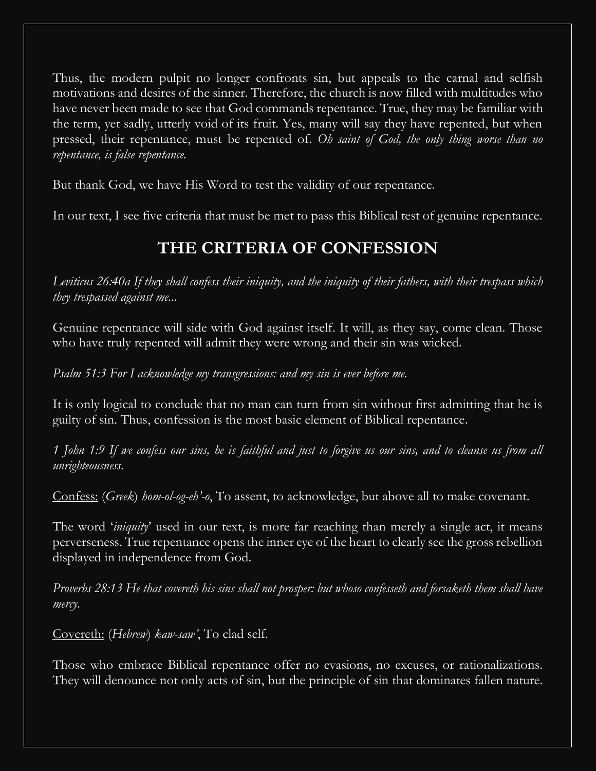Thus, the modern pulpit no longer confronts sin, but appeals to the carnal and selfish motivations and desires of the sinner. Therefore, the church is now filled with multitudes who have never been made to see that God commands repentance. True, they may be familiar with the term, yet sadly, utterly void of its fruit. Yes, many will say they have repented, but when pressed, their repentance, must be repented of. *Oh saint of God, the only thing worse than no repentance, is false repentance.*

But thank God, we have His Word to test the validity of our repentance.

In our text, I see five criteria that must be met to pass this Biblical test of genuine repentance.

## THE CRITERIA OF CONFESSION

*Leviticus 26:40a If they shall confess their iniquity, and the iniquity of their fathers, with their trespass which they trespassed against me...*

Genuine repentance will side with God against itself. It will, as they say, come clean. Those who have truly repented will admit they were wrong and their sin was wicked.

*Psalm 51:3 For I acknowledge my transgressions: and my sin is ever before me.*

It is only logical to conclude that no man can turn from sin without first admitting that he is guilty of sin. Thus, confession is the most basic element of Biblical repentance.

*1 John 1:9 If we confess our sins, he is faithful and just to forgive us our sins, and to cleanse us from all unrighteousness.*

<u>Confess:</u> (*Greek*) *hom-ol-og-eh'-o*, To assent, to acknowledge, but above all to make covenant.

The word '*iniquity*' used in our text, is more far reaching than merely a single act, it means perverseness. True repentance opens the inner eye of the heart to clearly see the gross rebellion displayed in independence from God.

*Proverbs 28:13 He that covereth his sins shall not prosper: but whoso confesseth and forsaketh them shall have mercy.*

<u>Covereth:</u> (*Hebrew*) *kaw-saw'*, To clad self.

Those who embrace Biblical repentance offer no evasions, no excuses, or rationalizations. They will denounce not only acts of sin, but the principle of sin that dominates fallen nature.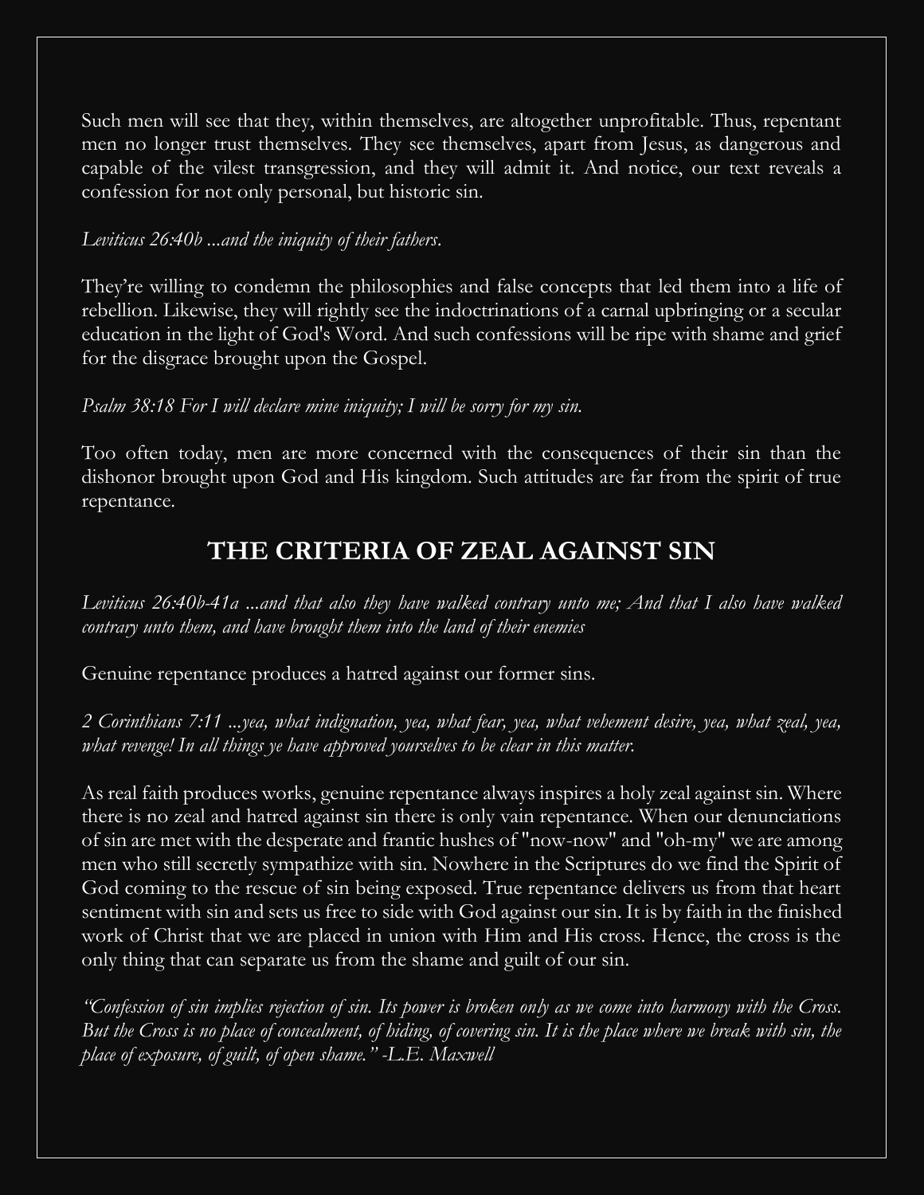Such men will see that they, within themselves, are altogether unprofitable. Thus, repentant men no longer trust themselves. They see themselves, apart from Jesus, as dangerous and capable of the vilest transgression, and they will admit it. And notice, our text reveals a confession for not only personal, but historic sin.

*Leviticus 26:40b ...and the iniquity of their fathers.*

They're willing to condemn the philosophies and false concepts that led them into a life of rebellion. Likewise, they will rightly see the indoctrinations of a carnal upbringing or a secular education in the light of God's Word. And such confessions will be ripe with shame and grief for the disgrace brought upon the Gospel.

*Psalm 38:18 For I will declare mine iniquity; I will be sorry for my sin.*

Too often today, men are more concerned with the consequences of their sin than the dishonor brought upon God and His kingdom. Such attitudes are far from the spirit of true repentance.

## THE CRITERIA OF ZEAL AGAINST SIN

*Leviticus 26:40b-41a ...and that also they have walked contrary unto me; And that I also have walked contrary unto them, and have brought them into the land of their enemies*

Genuine repentance produces a hatred against our former sins.

*2 Corinthians 7:11 ...yea, what indignation, yea, what fear, yea, what vehement desire, yea, what zeal, yea, what revenge! In all things ye have approved yourselves to be clear in this matter.*

As real faith produces works, genuine repentance always inspires a holy zeal against sin. Where there is no zeal and hatred against sin there is only vain repentance. When our denunciations of sin are met with the desperate and frantic hushes of "now-now" and "oh-my" we are among men who still secretly sympathize with sin. Nowhere in the Scriptures do we find the Spirit of God coming to the rescue of sin being exposed. True repentance delivers us from that heart sentiment with sin and sets us free to side with God against our sin. It is by faith in the finished work of Christ that we are placed in union with Him and His cross. Hence, the cross is the only thing that can separate us from the shame and guilt of our sin.

*"Confession of sin implies rejection of sin. Its power is broken only as we come into harmony with the Cross. But the Cross is no place of concealment, of hiding, of covering sin. It is the place where we break with sin, the place of exposure, of guilt, of open shame." -L.E. Maxwell*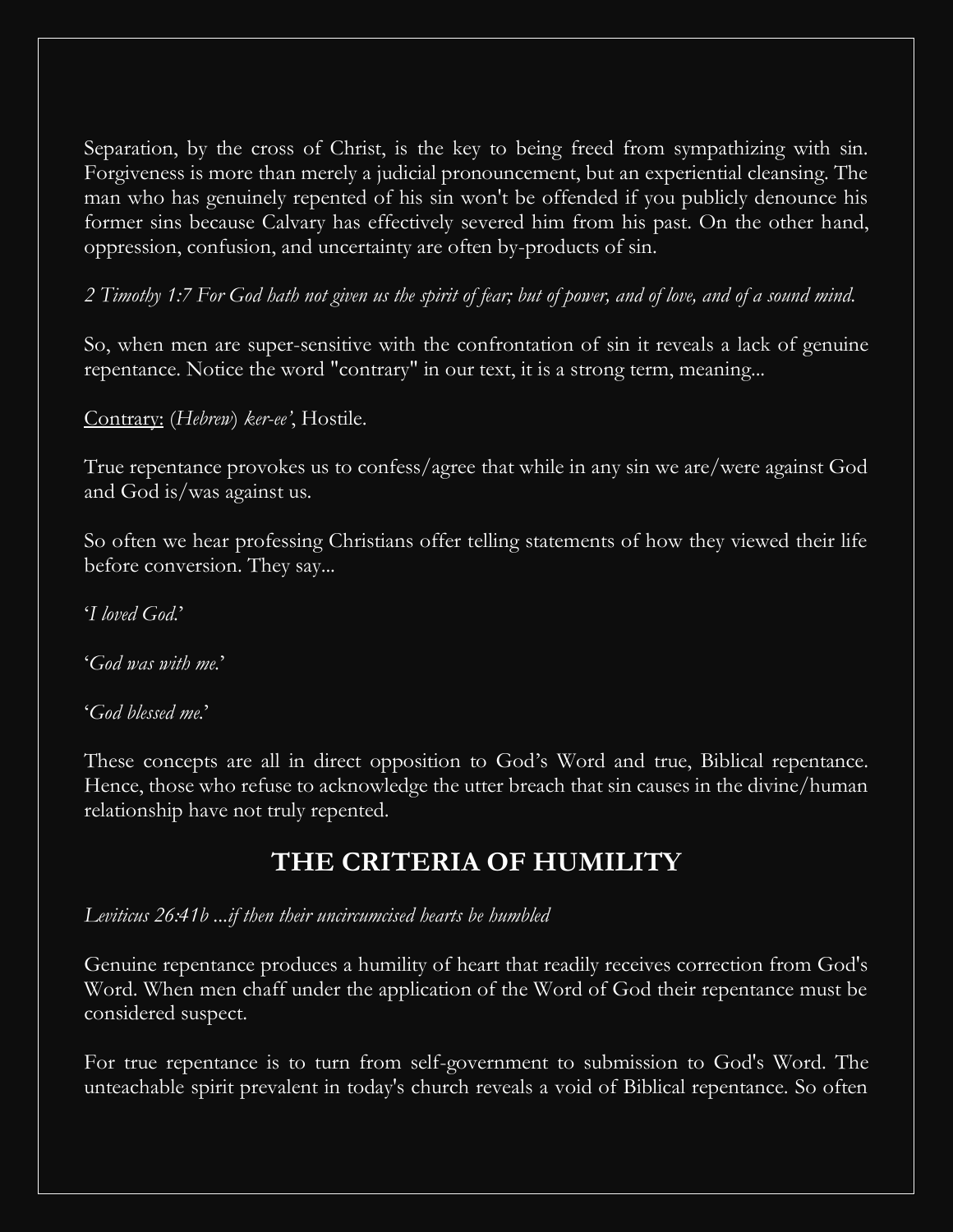Separation, by the cross of Christ, is the key to being freed from sympathizing with sin. Forgiveness is more than merely a judicial pronouncement, but an experiential cleansing. The man who has genuinely repented of his sin won't be offended if you publicly denounce his former sins because Calvary has effectively severed him from his past. On the other hand, oppression, confusion, and uncertainty are often by-products of sin.

*2 Timothy 1:7 For God hath not given us the spirit of fear; but of power, and of love, and of a sound mind.*

So, when men are super-sensitive with the confrontation of sin it reveals a lack of genuine repentance. Notice the word "contrary" in our text, it is a strong term, meaning...

Contrary: (*Hebrew*) *ker-ee'*, Hostile.

True repentance provokes us to confess/agree that while in any sin we are/were against God and God is/was against us.

So often we hear professing Christians offer telling statements of how they viewed their life before conversion. They say...

'*I loved God.*'

'*God was with me.*'

'*God blessed me.*'

These concepts are all in direct opposition to God's Word and true, Biblical repentance. Hence, those who refuse to acknowledge the utter breach that sin causes in the divine/human relationship have not truly repented.

## THE CRITERIA OF HUMILITY

*Leviticus 26:41b ...if then their uncircumcised hearts be humbled*

Genuine repentance produces a humility of heart that readily receives correction from God's Word. When men chaff under the application of the Word of God their repentance must be considered suspect.

For true repentance is to turn from self-government to submission to God's Word. The unteachable spirit prevalent in today's church reveals a void of Biblical repentance. So often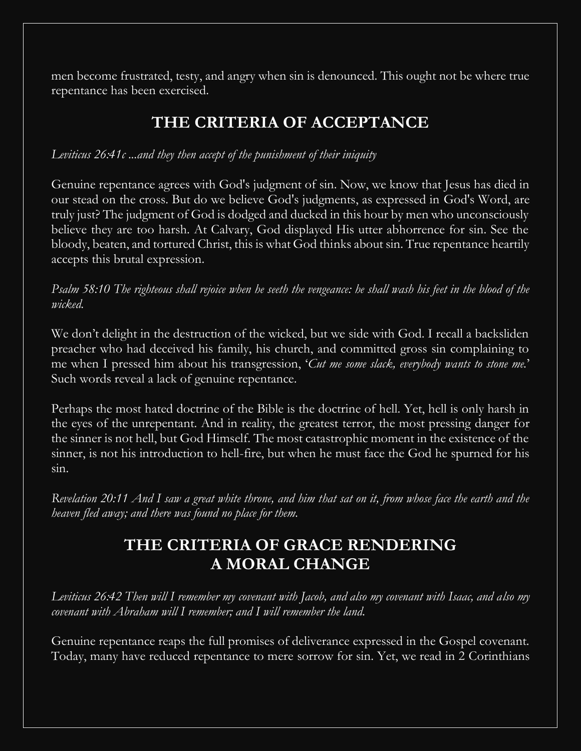men become frustrated, testy, and angry when sin is denounced. This ought not be where true repentance has been exercised.

## THE CRITERIA OF ACCEPTANCE

*Leviticus 26:41c ...and they then accept of the punishment of their iniquity*

Genuine repentance agrees with God's judgment of sin. Now, we know that Jesus has died in our stead on the cross. But do we believe God's judgments, as expressed in God's Word, are truly just? The judgment of God is dodged and ducked in this hour by men who unconsciously believe they are too harsh. At Calvary, God displayed His utter abhorrence for sin. See the bloody, beaten, and tortured Christ, this is what God thinks about sin. True repentance heartily accepts this brutal expression.

*Psalm 58:10 The righteous shall rejoice when he seeth the vengeance: he shall wash his feet in the blood of the wicked.*

We don't delight in the destruction of the wicked, but we side with God. I recall a backsliden preacher who had deceived his family, his church, and committed gross sin complaining to me when I pressed him about his transgression, '*Cut me some slack, everybody wants to stone me.*' Such words reveal a lack of genuine repentance.

Perhaps the most hated doctrine of the Bible is the doctrine of hell. Yet, hell is only harsh in the eyes of the unrepentant. And in reality, the greatest terror, the most pressing danger for the sinner is not hell, but God Himself. The most catastrophic moment in the existence of the sinner, is not his introduction to hell-fire, but when he must face the God he spurned for his sin.

*Revelation 20:11 And I saw a great white throne, and him that sat on it, from whose face the earth and the heaven fled away; and there was found no place for them.*

## THE CRITERIA OF GRACE RENDERING A MORAL CHANGE

*Leviticus 26:42 Then will I remember my covenant with Jacob, and also my covenant with Isaac, and also my covenant with Abraham will I remember; and I will remember the land.*

Genuine repentance reaps the full promises of deliverance expressed in the Gospel covenant. Today, many have reduced repentance to mere sorrow for sin. Yet, we read in 2 Corinthians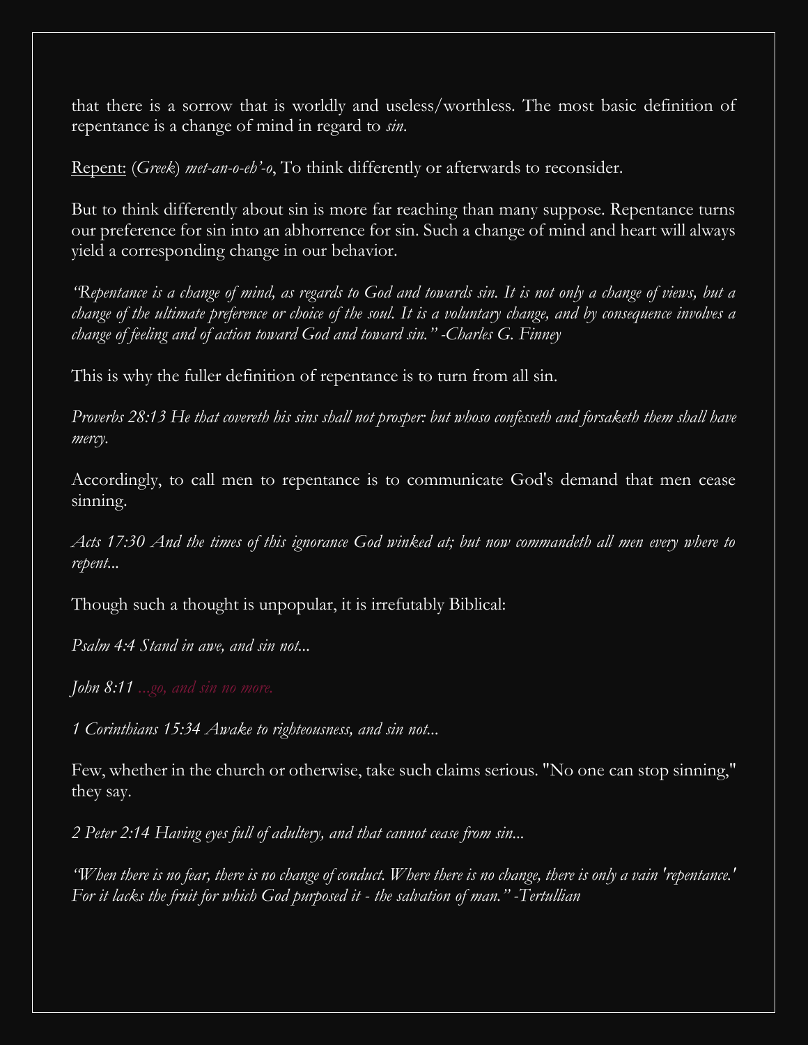that there is a sorrow that is worldly and useless/worthless. The most basic definition of repentance is a change of mind in regard to *sin*.

Repent: (*Greek*) *met-an-o-eh'-o*, To think differently or afterwards to reconsider.

But to think differently about sin is more far reaching than many suppose. Repentance turns our preference for sin into an abhorrence for sin. Such a change of mind and heart will always yield a corresponding change in our behavior.

*"Repentance is a change of mind, as regards to God and towards sin. It is not only a change of views, but a change of the ultimate preference or choice of the soul. It is a voluntary change, and by consequence involves a change of feeling and of action toward God and toward sin." -Charles G. Finney*

This is why the fuller definition of repentance is to turn from all sin.

*Proverbs 28:13 He that covereth his sins shall not prosper: but whoso confesseth and forsaketh them shall have mercy.*

Accordingly, to call men to repentance is to communicate God's demand that men cease sinning.

*Acts 17:30 And the times of this ignorance God winked at; but now commandeth all men every where to repent...*

Though such a thought is unpopular, it is irrefutably Biblical:

*Psalm 4:4 Stand in awe, and sin not...*

*John 8:11 ...go, and sin no more.*

*1 Corinthians 15:34 Awake to righteousness, and sin not...*

Few, whether in the church or otherwise, take such claims serious. "No one can stop sinning," they say.

*2 Peter 2:14 Having eyes full of adultery, and that cannot cease from sin...*

*"When there is no fear, there is no change of conduct. Where there is no change, there is only a vain 'repentance.' For it lacks the fruit for which God purposed it - the salvation of man." -Tertullian*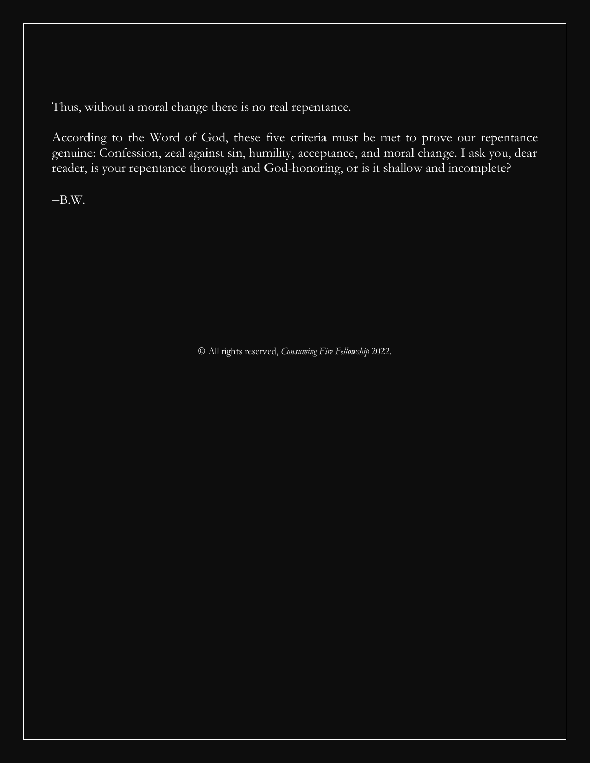Thus, without a moral change there is no real repentance.

According to the Word of God, these five criteria must be met to prove our repentance genuine: Confession, zeal against sin, humility, acceptance, and moral change. I ask you, dear reader, is your repentance thorough and God-honoring, or is it shallow and incomplete?

–B.W.

© All rights reserved, *Consuming Fire Fellowship* 2022.